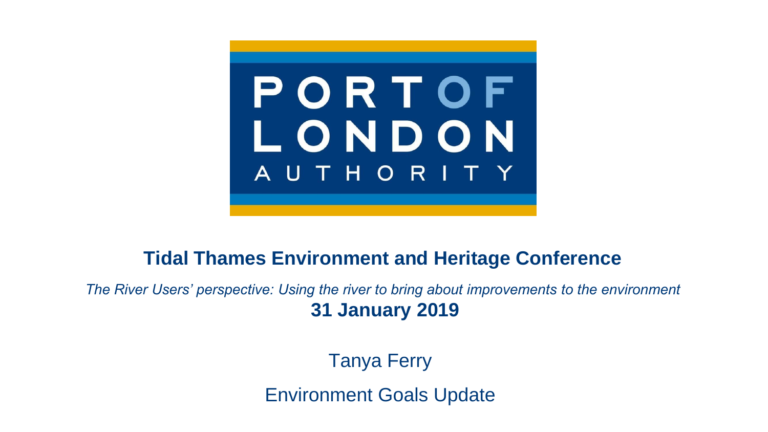PORT OF LONDON AUTHORITY

# Tidal Thames Environment and Heritage Conference

*The River Users' perspective: Using the river to bring about improvements to the environment*

**31 January 2019**

Tanya Ferry

Environment Goals Update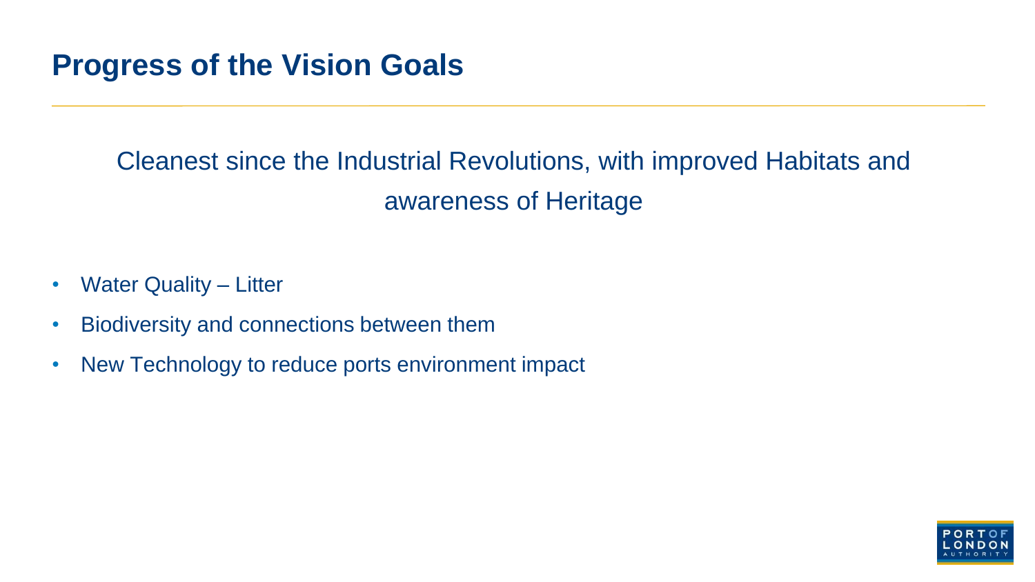# Progress of the Vision Goals

Cleanest since the Industrial Revolutions, with improved Habitats and awareness of Heritage

- Water Quality – Litter
- Biodiversity and connections between them
- New Technology to reduce ports environment impact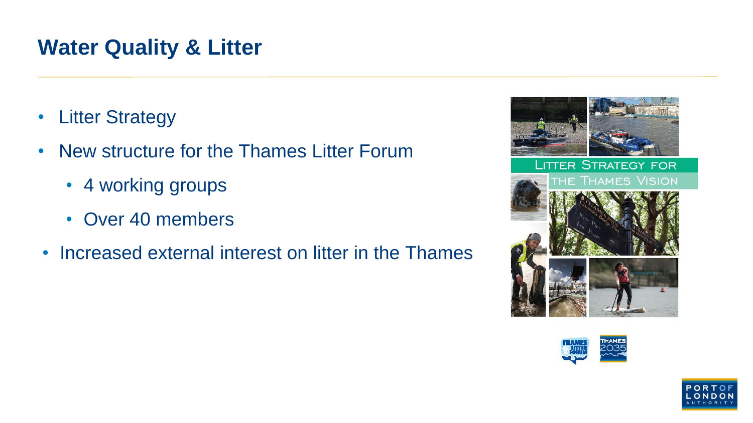## Water Quality & Litter

- Litter Strategy
- New structure for the Thames Litter Forum
  - 4 working groups
  - Over 40 members
- Increased external interest on litter in the Thames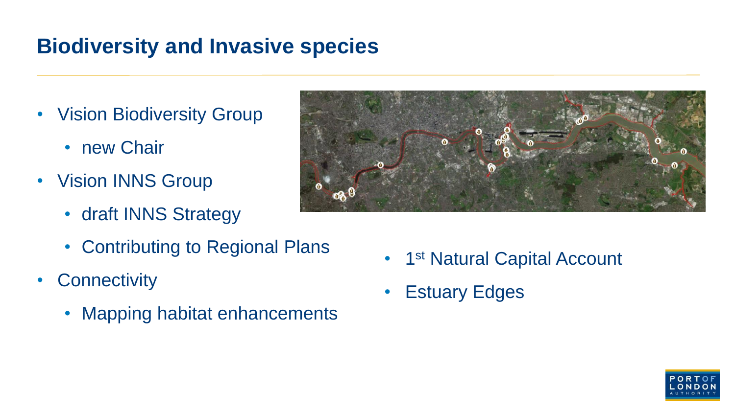## Biodiversity and Invasive species

- Vision Biodiversity Group
  - new Chair
- Vision INNS Group
  - draft INNS Strategy
  - Contributing to Regional Plans
- Connectivity
  - Mapping habitat enhancements

- 1st Natural Capital Account
- Estuary Edges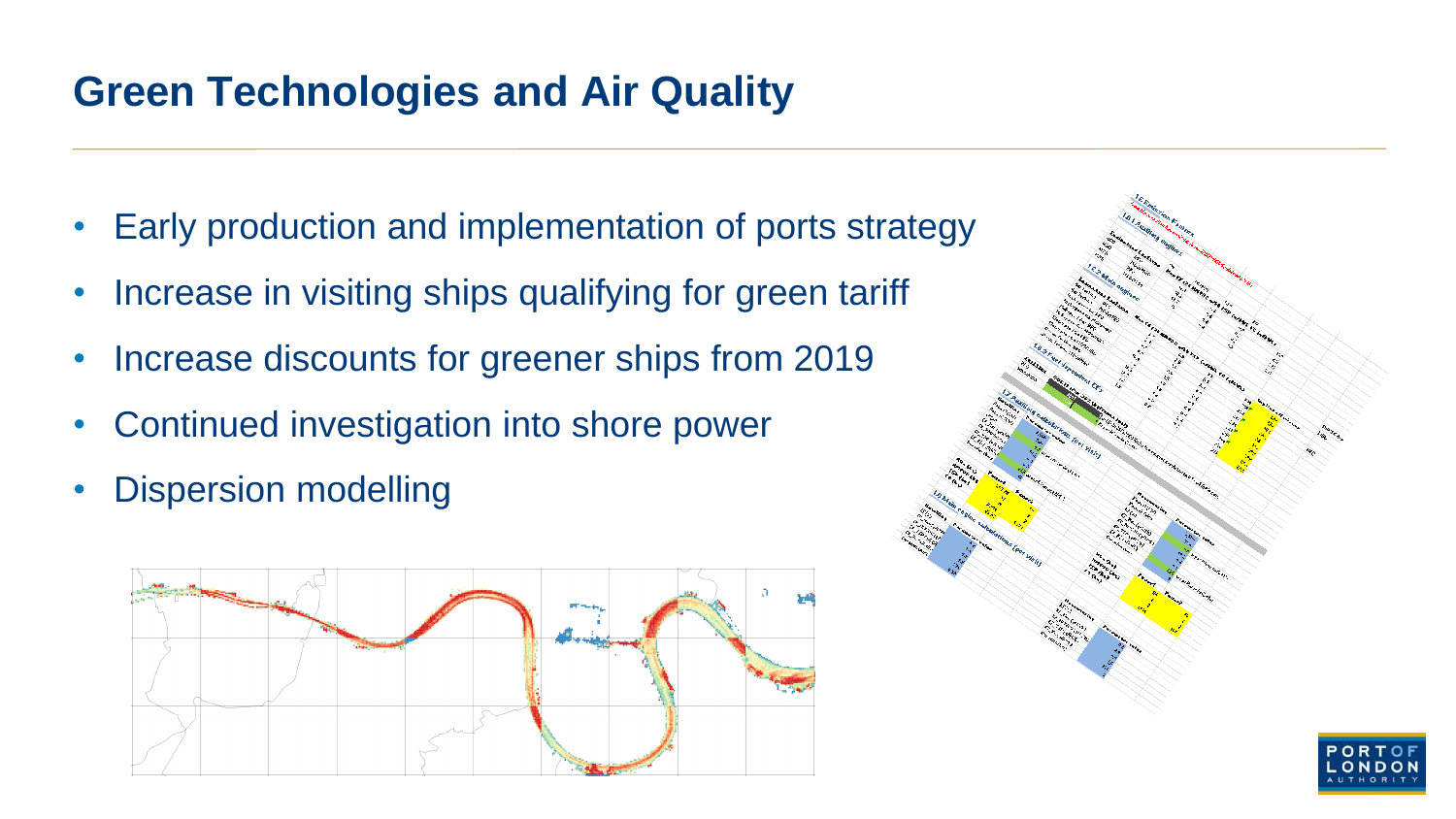# Green Technologies and Air Quality

- Early production and implementation of ports strategy
- Increase in visiting ships qualifying for green tariff
- Increase discounts for greener ships from 2019
- Continued investigation into shore power
- Dispersion modelling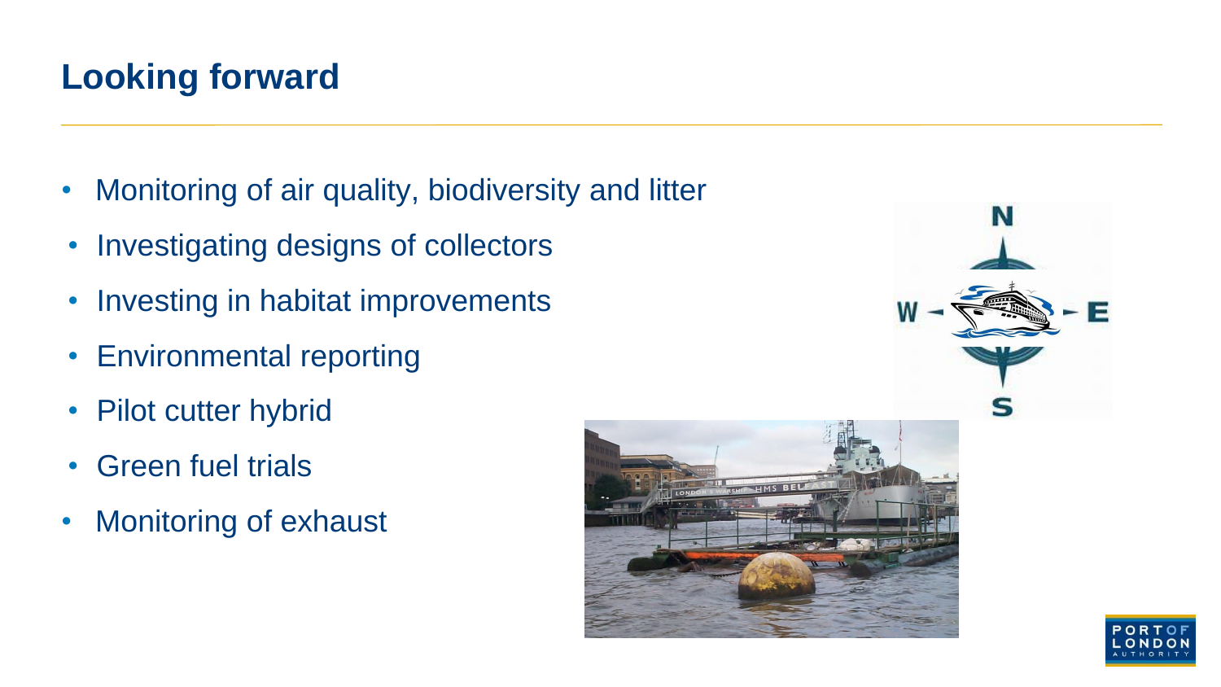## Looking forward

- Monitoring of air quality, biodiversity and litter
- Investigating designs of collectors
- Investing in habitat improvements
- Environmental reporting
- Pilot cutter hybrid
- Green fuel trials
- Monitoring of exhaust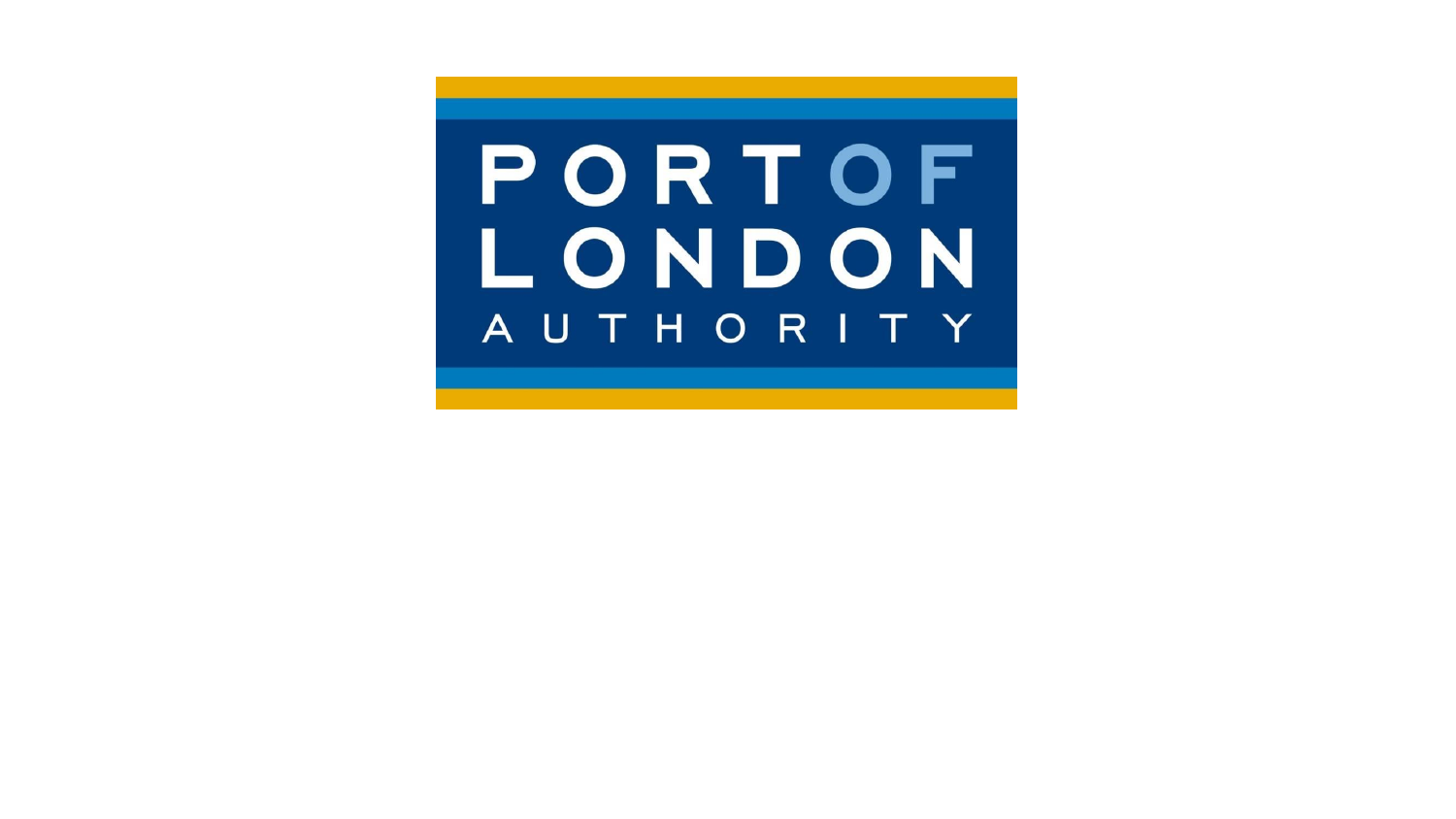PORT OF LONDON AUTHORITY